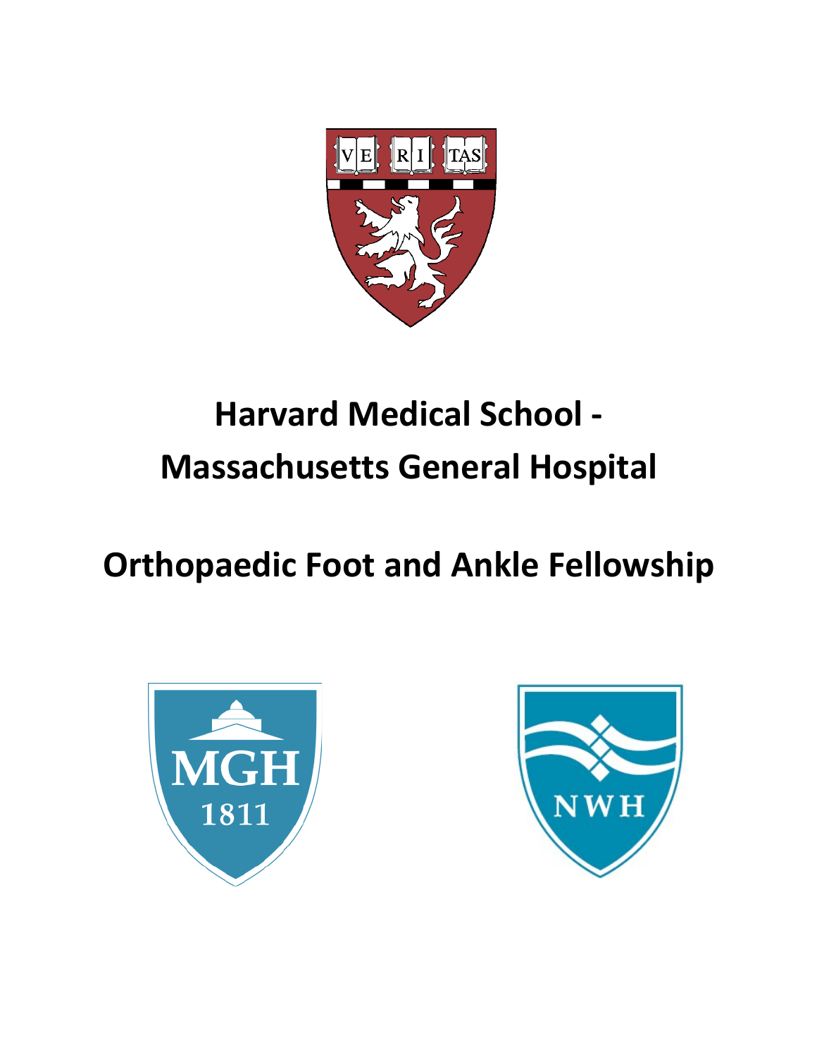# Harvard Medical School - Massachusetts General Hospital

# Orthopaedic Foot and Ankle Fellowship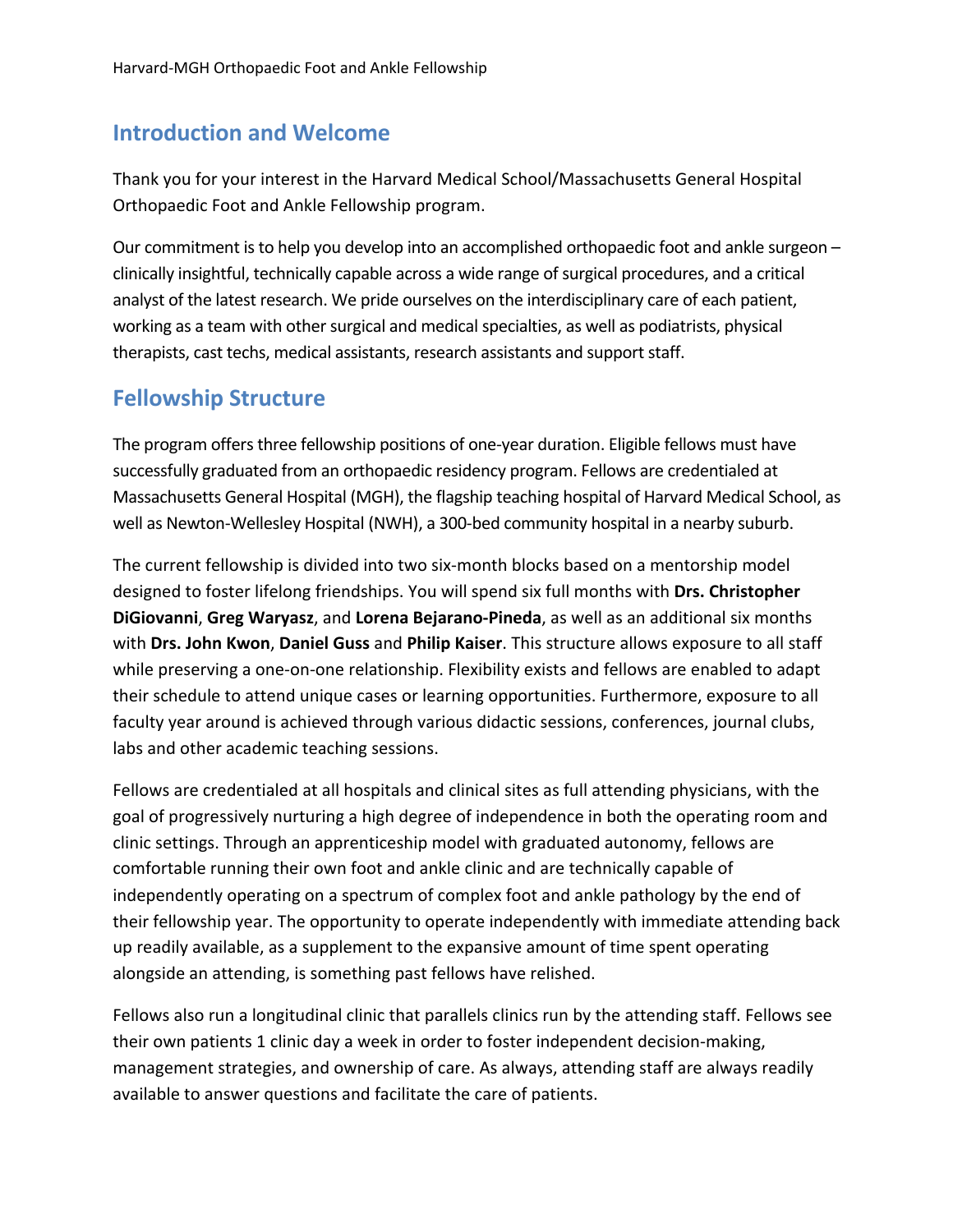## Introduction and Welcome

Thank you for your interest in the Harvard Medical School/Massachusetts General Hospital Orthopaedic Foot and Ankle Fellowship program.

Our commitment is to help you develop into an accomplished orthopaedic foot and ankle surgeon – clinically insightful, technically capable across a wide range of surgical procedures, and a critical analyst of the latest research. We pride ourselves on the interdisciplinary care of each patient, working as a team with other surgical and medical specialties, as well as podiatrists, physical therapists, cast techs, medical assistants, research assistants and support staff.

## Fellowship Structure

The program offers three fellowship positions of one-year duration. Eligible fellows must have successfully graduated from an orthopaedic residency program. Fellows are credentialed at Massachusetts General Hospital (MGH), the flagship teaching hospital of Harvard Medical School, as well as Newton-Wellesley Hospital (NWH), a 300-bed community hospital in a nearby suburb.

The current fellowship is divided into two six-month blocks based on a mentorship model designed to foster lifelong friendships. You will spend six full months with **Drs. Christopher DiGiovanni**, **Greg Waryasz**, and **Lorena Bejarano-Pineda**, as well as an additional six months with **Drs. John Kwon**, **Daniel Guss** and **Philip Kaiser**. This structure allows exposure to all staff while preserving a one-on-one relationship. Flexibility exists and fellows are enabled to adapt their schedule to attend unique cases or learning opportunities. Furthermore, exposure to all faculty year around is achieved through various didactic sessions, conferences, journal clubs, labs and other academic teaching sessions.

Fellows are credentialed at all hospitals and clinical sites as full attending physicians, with the goal of progressively nurturing a high degree of independence in both the operating room and clinic settings. Through an apprenticeship model with graduated autonomy, fellows are comfortable running their own foot and ankle clinic and are technically capable of independently operating on a spectrum of complex foot and ankle pathology by the end of their fellowship year. The opportunity to operate independently with immediate attending back up readily available, as a supplement to the expansive amount of time spent operating alongside an attending, is something past fellows have relished.

Fellows also run a longitudinal clinic that parallels clinics run by the attending staff. Fellows see their own patients 1 clinic day a week in order to foster independent decision-making, management strategies, and ownership of care. As always, attending staff are always readily available to answer questions and facilitate the care of patients.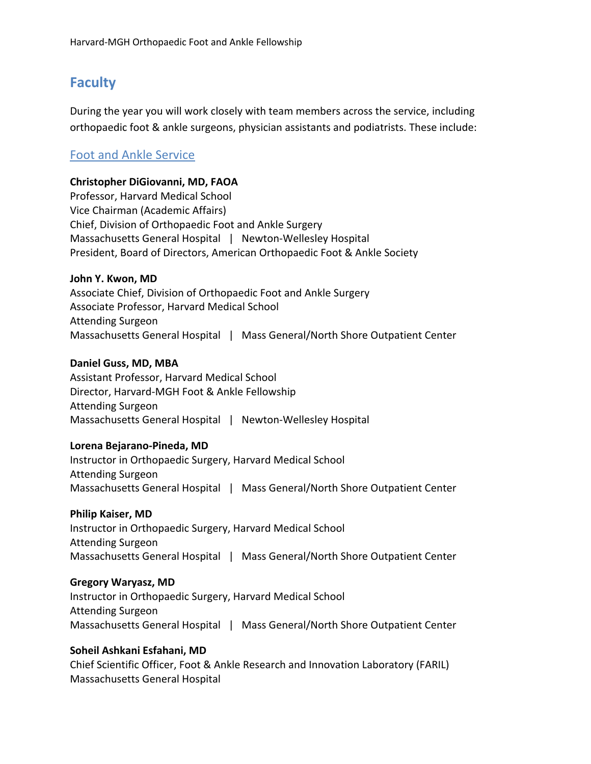# Faculty

During the year you will work closely with team members across the service, including orthopaedic foot & ankle surgeons, physician assistants and podiatrists. These include:

## Foot and Ankle Service

**Christopher DiGiovanni, MD, FAOA**
Professor, Harvard Medical School
Vice Chairman (Academic Affairs)
Chief, Division of Orthopaedic Foot and Ankle Surgery
Massachusetts General Hospital | Newton-Wellesley Hospital
President, Board of Directors, American Orthopaedic Foot & Ankle Society

**John Y. Kwon, MD**
Associate Chief, Division of Orthopaedic Foot and Ankle Surgery
Associate Professor, Harvard Medical School
Attending Surgeon
Massachusetts General Hospital | Mass General/North Shore Outpatient Center

**Daniel Guss, MD, MBA**
Assistant Professor, Harvard Medical School
Director, Harvard-MGH Foot & Ankle Fellowship
Attending Surgeon
Massachusetts General Hospital | Newton-Wellesley Hospital

**Lorena Bejarano-Pineda, MD**
Instructor in Orthopaedic Surgery, Harvard Medical School
Attending Surgeon
Massachusetts General Hospital | Mass General/North Shore Outpatient Center

**Philip Kaiser, MD**
Instructor in Orthopaedic Surgery, Harvard Medical School
Attending Surgeon
Massachusetts General Hospital | Mass General/North Shore Outpatient Center

**Gregory Waryasz, MD**
Instructor in Orthopaedic Surgery, Harvard Medical School
Attending Surgeon
Massachusetts General Hospital | Mass General/North Shore Outpatient Center

**Soheil Ashkani Esfahani, MD**
Chief Scientific Officer, Foot & Ankle Research and Innovation Laboratory (FARIL)
Massachusetts General Hospital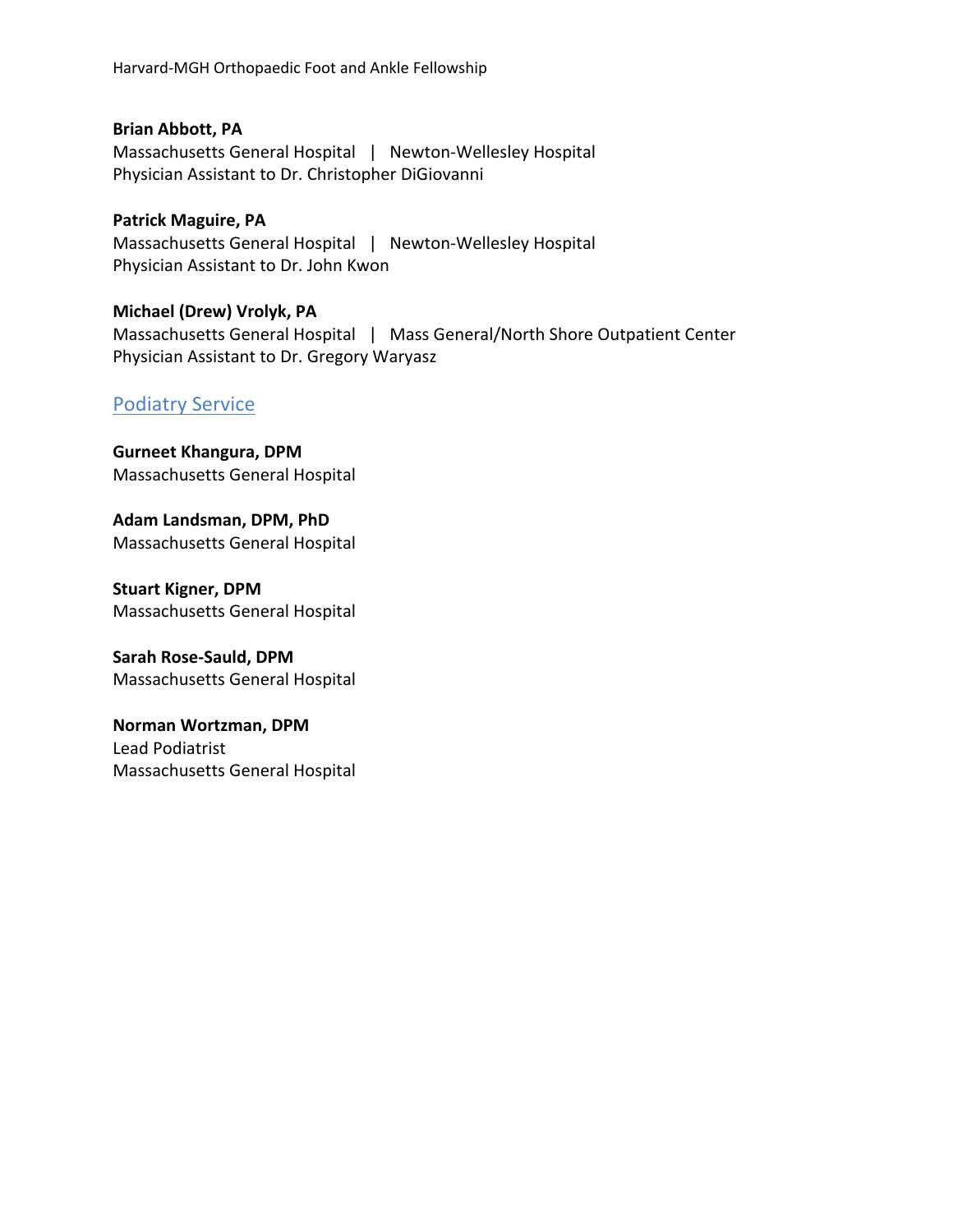**Brian Abbott, PA**
Massachusetts General Hospital | Newton-Wellesley Hospital
Physician Assistant to Dr. Christopher DiGiovanni

**Patrick Maguire, PA**
Massachusetts General Hospital | Newton-Wellesley Hospital
Physician Assistant to Dr. John Kwon

**Michael (Drew) Vrolyk, PA**
Massachusetts General Hospital | Mass General/North Shore Outpatient Center
Physician Assistant to Dr. Gregory Waryasz

## Podiatry Service

**Gurneet Khangura, DPM**
Massachusetts General Hospital

**Adam Landsman, DPM, PhD**
Massachusetts General Hospital

**Stuart Kigner, DPM**
Massachusetts General Hospital

**Sarah Rose-Sauld, DPM**
Massachusetts General Hospital

**Norman Wortzman, DPM**
Lead Podiatrist
Massachusetts General Hospital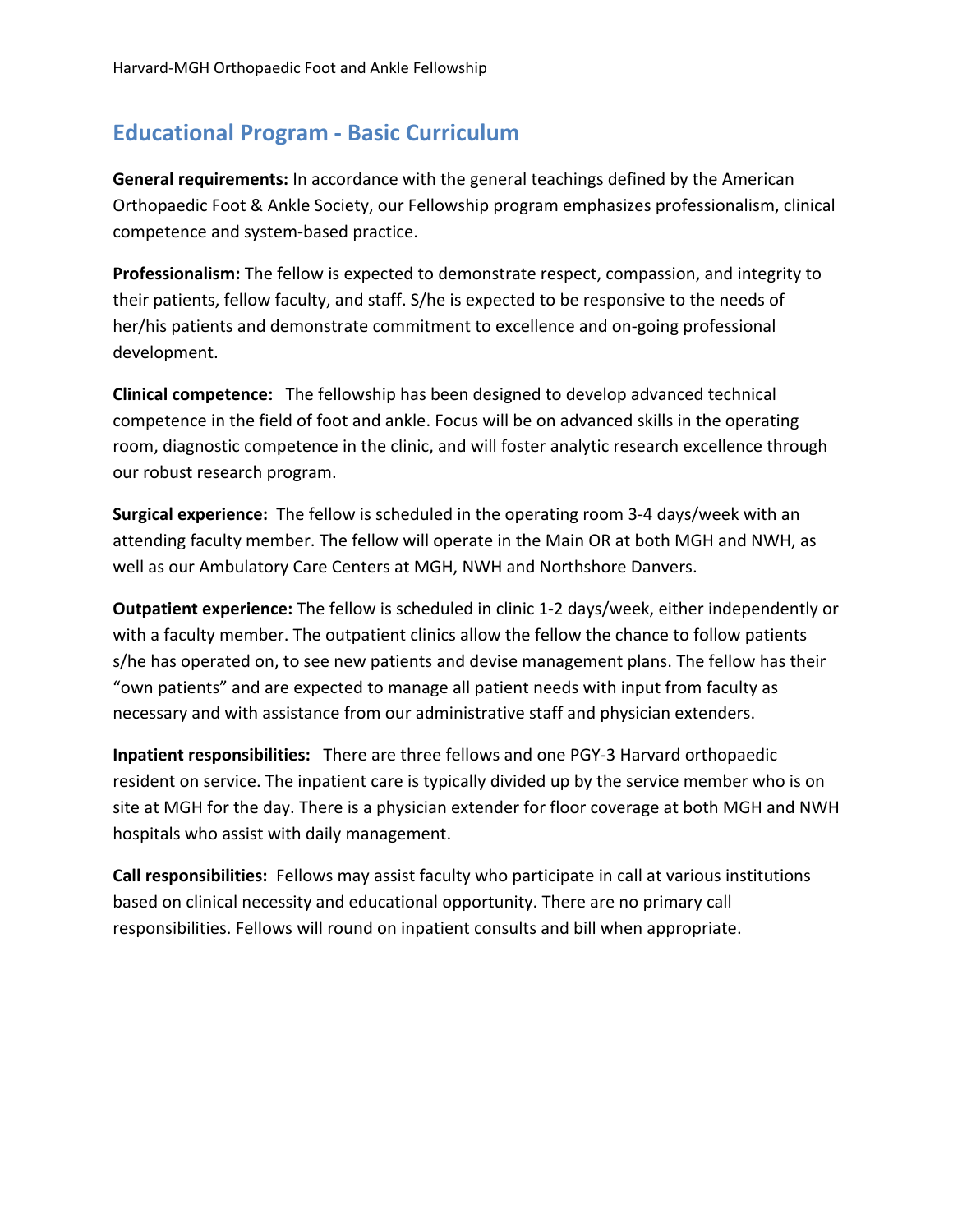## Educational Program - Basic Curriculum

**General requirements:** In accordance with the general teachings defined by the American Orthopaedic Foot & Ankle Society, our Fellowship program emphasizes professionalism, clinical competence and system-based practice.

**Professionalism:** The fellow is expected to demonstrate respect, compassion, and integrity to their patients, fellow faculty, and staff. S/he is expected to be responsive to the needs of her/his patients and demonstrate commitment to excellence and on-going professional development.

**Clinical competence:** The fellowship has been designed to develop advanced technical competence in the field of foot and ankle. Focus will be on advanced skills in the operating room, diagnostic competence in the clinic, and will foster analytic research excellence through our robust research program.

**Surgical experience:** The fellow is scheduled in the operating room 3-4 days/week with an attending faculty member. The fellow will operate in the Main OR at both MGH and NWH, as well as our Ambulatory Care Centers at MGH, NWH and Northshore Danvers.

**Outpatient experience:** The fellow is scheduled in clinic 1-2 days/week, either independently or with a faculty member. The outpatient clinics allow the fellow the chance to follow patients s/he has operated on, to see new patients and devise management plans. The fellow has their "own patients" and are expected to manage all patient needs with input from faculty as necessary and with assistance from our administrative staff and physician extenders.

**Inpatient responsibilities:** There are three fellows and one PGY-3 Harvard orthopaedic resident on service. The inpatient care is typically divided up by the service member who is on site at MGH for the day. There is a physician extender for floor coverage at both MGH and NWH hospitals who assist with daily management.

**Call responsibilities:** Fellows may assist faculty who participate in call at various institutions based on clinical necessity and educational opportunity. There are no primary call responsibilities. Fellows will round on inpatient consults and bill when appropriate.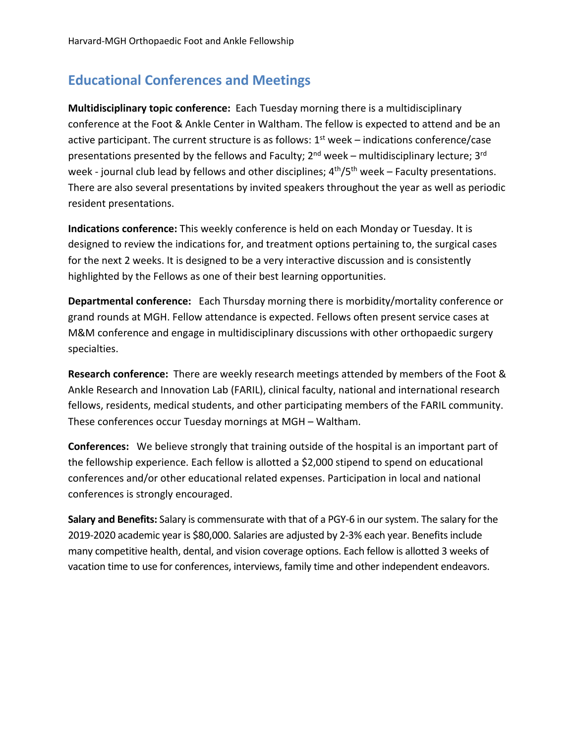## Educational Conferences and Meetings

**Multidisciplinary topic conference:** Each Tuesday morning there is a multidisciplinary conference at the Foot & Ankle Center in Waltham. The fellow is expected to attend and be an active participant. The current structure is as follows: 1st week – indications conference/case presentations presented by the fellows and Faculty; 2nd week – multidisciplinary lecture; 3rd week - journal club lead by fellows and other disciplines; 4th/5th week – Faculty presentations. There are also several presentations by invited speakers throughout the year as well as periodic resident presentations.

**Indications conference:** This weekly conference is held on each Monday or Tuesday. It is designed to review the indications for, and treatment options pertaining to, the surgical cases for the next 2 weeks. It is designed to be a very interactive discussion and is consistently highlighted by the Fellows as one of their best learning opportunities.

**Departmental conference:** Each Thursday morning there is morbidity/mortality conference or grand rounds at MGH. Fellow attendance is expected. Fellows often present service cases at M&M conference and engage in multidisciplinary discussions with other orthopaedic surgery specialties.

**Research conference:** There are weekly research meetings attended by members of the Foot & Ankle Research and Innovation Lab (FARIL), clinical faculty, national and international research fellows, residents, medical students, and other participating members of the FARIL community. These conferences occur Tuesday mornings at MGH – Waltham.

**Conferences:** We believe strongly that training outside of the hospital is an important part of the fellowship experience. Each fellow is allotted a $2,000 stipend to spend on educational conferences and/or other educational related expenses. Participation in local and national conferences is strongly encouraged.

**Salary and Benefits:** Salary is commensurate with that of a PGY-6 in our system. The salary for the 2019-2020 academic year is $80,000. Salaries are adjusted by 2-3% each year. Benefits include many competitive health, dental, and vision coverage options. Each fellow is allotted 3 weeks of vacation time to use for conferences, interviews, family time and other independent endeavors.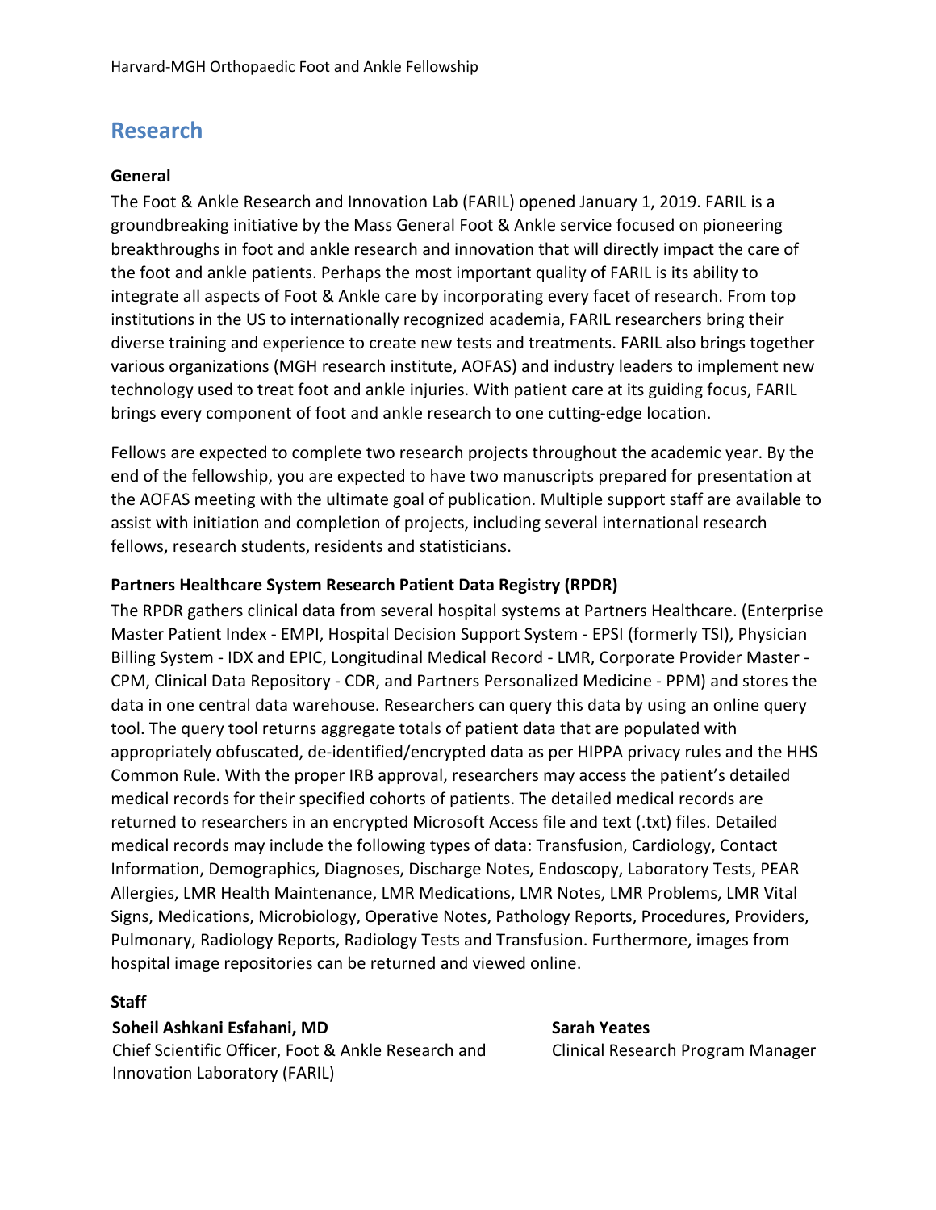# Research

### General

The Foot & Ankle Research and Innovation Lab (FARIL) opened January 1, 2019. FARIL is a groundbreaking initiative by the Mass General Foot & Ankle service focused on pioneering breakthroughs in foot and ankle research and innovation that will directly impact the care of the foot and ankle patients. Perhaps the most important quality of FARIL is its ability to integrate all aspects of Foot & Ankle care by incorporating every facet of research. From top institutions in the US to internationally recognized academia, FARIL researchers bring their diverse training and experience to create new tests and treatments. FARIL also brings together various organizations (MGH research institute, AOFAS) and industry leaders to implement new technology used to treat foot and ankle injuries. With patient care at its guiding focus, FARIL brings every component of foot and ankle research to one cutting-edge location.

Fellows are expected to complete two research projects throughout the academic year. By the end of the fellowship, you are expected to have two manuscripts prepared for presentation at the AOFAS meeting with the ultimate goal of publication. Multiple support staff are available to assist with initiation and completion of projects, including several international research fellows, research students, residents and statisticians.

### Partners Healthcare System Research Patient Data Registry (RPDR)

The RPDR gathers clinical data from several hospital systems at Partners Healthcare. (Enterprise Master Patient Index - EMPI, Hospital Decision Support System - EPSI (formerly TSI), Physician Billing System - IDX and EPIC, Longitudinal Medical Record - LMR, Corporate Provider Master - CPM, Clinical Data Repository - CDR, and Partners Personalized Medicine - PPM) and stores the data in one central data warehouse. Researchers can query this data by using an online query tool. The query tool returns aggregate totals of patient data that are populated with appropriately obfuscated, de-identified/encrypted data as per HIPPA privacy rules and the HHS Common Rule. With the proper IRB approval, researchers may access the patient's detailed medical records for their specified cohorts of patients. The detailed medical records are returned to researchers in an encrypted Microsoft Access file and text (.txt) files. Detailed medical records may include the following types of data: Transfusion, Cardiology, Contact Information, Demographics, Diagnoses, Discharge Notes, Endoscopy, Laboratory Tests, PEAR Allergies, LMR Health Maintenance, LMR Medications, LMR Notes, LMR Problems, LMR Vital Signs, Medications, Microbiology, Operative Notes, Pathology Reports, Procedures, Providers, Pulmonary, Radiology Reports, Radiology Tests and Transfusion. Furthermore, images from hospital image repositories can be returned and viewed online.

### Staff

**Soheil Ashkani Esfahani, MD**
Chief Scientific Officer, Foot & Ankle Research and Innovation Laboratory (FARIL)

**Sarah Yeates**
Clinical Research Program Manager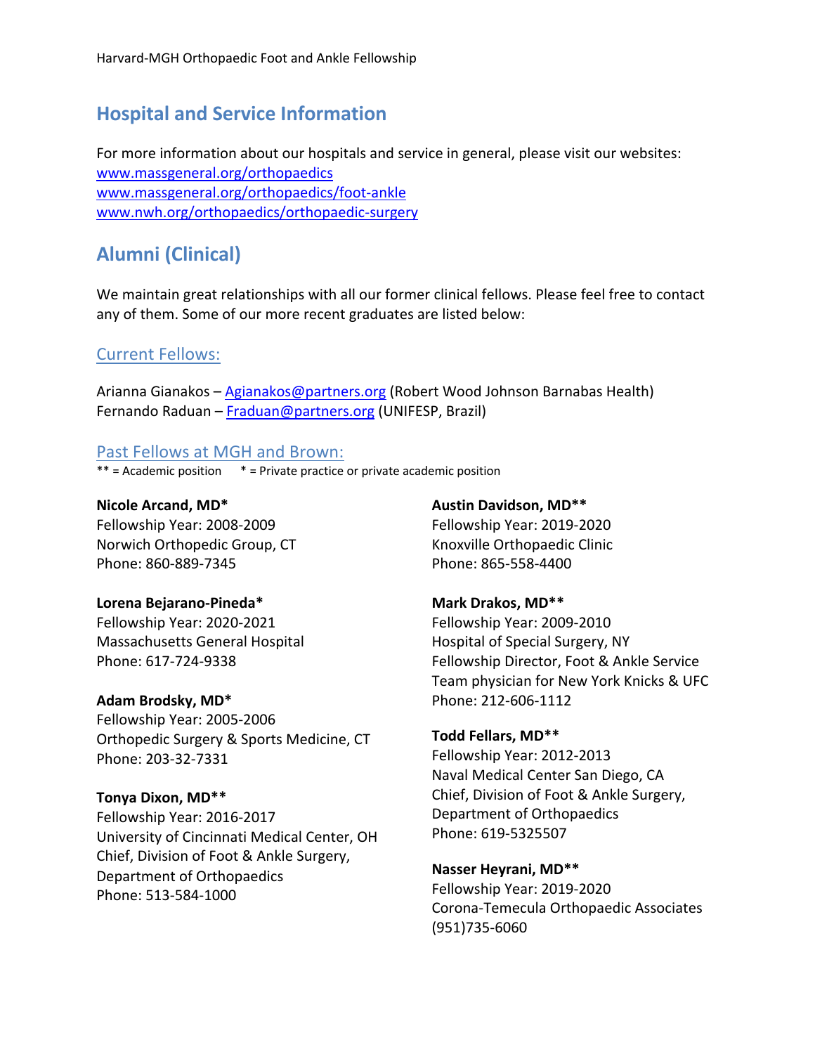## Hospital and Service Information

For more information about our hospitals and service in general, please visit our websites:
www.massgeneral.org/orthopaedics
www.massgeneral.org/orthopaedics/foot-ankle
www.nwh.org/orthopaedics/orthopaedic-surgery

## Alumni (Clinical)

We maintain great relationships with all our former clinical fellows. Please feel free to contact any of them. Some of our more recent graduates are listed below:

### Current Fellows:

Arianna Gianakos – Agianakos@partners.org (Robert Wood Johnson Barnabas Health)
Fernando Raduan – Fraduan@partners.org (UNIFESP, Brazil)

### Past Fellows at MGH and Brown:

** = Academic position     * = Private practice or private academic position

**Nicole Arcand, MD***
Fellowship Year: 2008-2009
Norwich Orthopedic Group, CT
Phone: 860-889-7345

**Lorena Bejarano-Pineda***
Fellowship Year: 2020-2021
Massachusetts General Hospital
Phone: 617-724-9338

**Adam Brodsky, MD***
Fellowship Year: 2005-2006
Orthopedic Surgery & Sports Medicine, CT
Phone: 203-32-7331

**Tonya Dixon, MD****
Fellowship Year: 2016-2017
University of Cincinnati Medical Center, OH
Chief, Division of Foot & Ankle Surgery, Department of Orthopaedics
Phone: 513-584-1000

**Austin Davidson, MD****
Fellowship Year: 2019-2020
Knoxville Orthopaedic Clinic
Phone: 865-558-4400

**Mark Drakos, MD****
Fellowship Year: 2009-2010
Hospital of Special Surgery, NY
Fellowship Director, Foot & Ankle Service
Team physician for New York Knicks & UFC
Phone: 212-606-1112

**Todd Fellars, MD****
Fellowship Year: 2012-2013
Naval Medical Center San Diego, CA
Chief, Division of Foot & Ankle Surgery, Department of Orthopaedics
Phone: 619-5325507

**Nasser Heyrani, MD****
Fellowship Year: 2019-2020
Corona-Temecula Orthopaedic Associates
(951)735-6060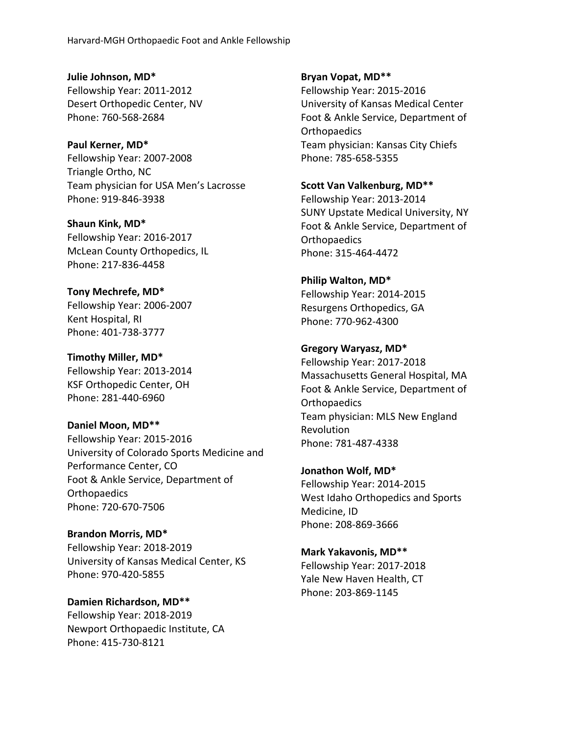**Julie Johnson, MD***
Fellowship Year: 2011-2012
Desert Orthopedic Center, NV
Phone: 760-568-2684

**Paul Kerner, MD***
Fellowship Year: 2007-2008
Triangle Ortho, NC
Team physician for USA Men's Lacrosse
Phone: 919-846-3938

**Shaun Kink, MD***
Fellowship Year: 2016-2017
McLean County Orthopedics, IL
Phone: 217-836-4458

**Tony Mechrefe, MD***
Fellowship Year: 2006-2007
Kent Hospital, RI
Phone: 401-738-3777

**Timothy Miller, MD***
Fellowship Year: 2013-2014
KSF Orthopedic Center, OH
Phone: 281-440-6960

**Daniel Moon, MD****
Fellowship Year: 2015-2016
University of Colorado Sports Medicine and Performance Center, CO
Foot & Ankle Service, Department of Orthopaedics
Phone: 720-670-7506

**Brandon Morris, MD***
Fellowship Year: 2018-2019
University of Kansas Medical Center, KS
Phone: 970-420-5855

**Damien Richardson, MD****
Fellowship Year: 2018-2019
Newport Orthopaedic Institute, CA
Phone: 415-730-8121

**Bryan Vopat, MD****
Fellowship Year: 2015-2016
University of Kansas Medical Center
Foot & Ankle Service, Department of Orthopaedics
Team physician: Kansas City Chiefs
Phone: 785-658-5355

**Scott Van Valkenburg, MD****
Fellowship Year: 2013-2014
SUNY Upstate Medical University, NY
Foot & Ankle Service, Department of Orthopaedics
Phone: 315-464-4472

**Philip Walton, MD***
Fellowship Year: 2014-2015
Resurgens Orthopedics, GA
Phone: 770-962-4300

**Gregory Waryasz, MD***
Fellowship Year: 2017-2018
Massachusetts General Hospital, MA
Foot & Ankle Service, Department of Orthopaedics
Team physician: MLS New England Revolution
Phone: 781-487-4338

**Jonathon Wolf, MD***
Fellowship Year: 2014-2015
West Idaho Orthopedics and Sports Medicine, ID
Phone: 208-869-3666

**Mark Yakavonis, MD****
Fellowship Year: 2017-2018
Yale New Haven Health, CT
Phone: 203-869-1145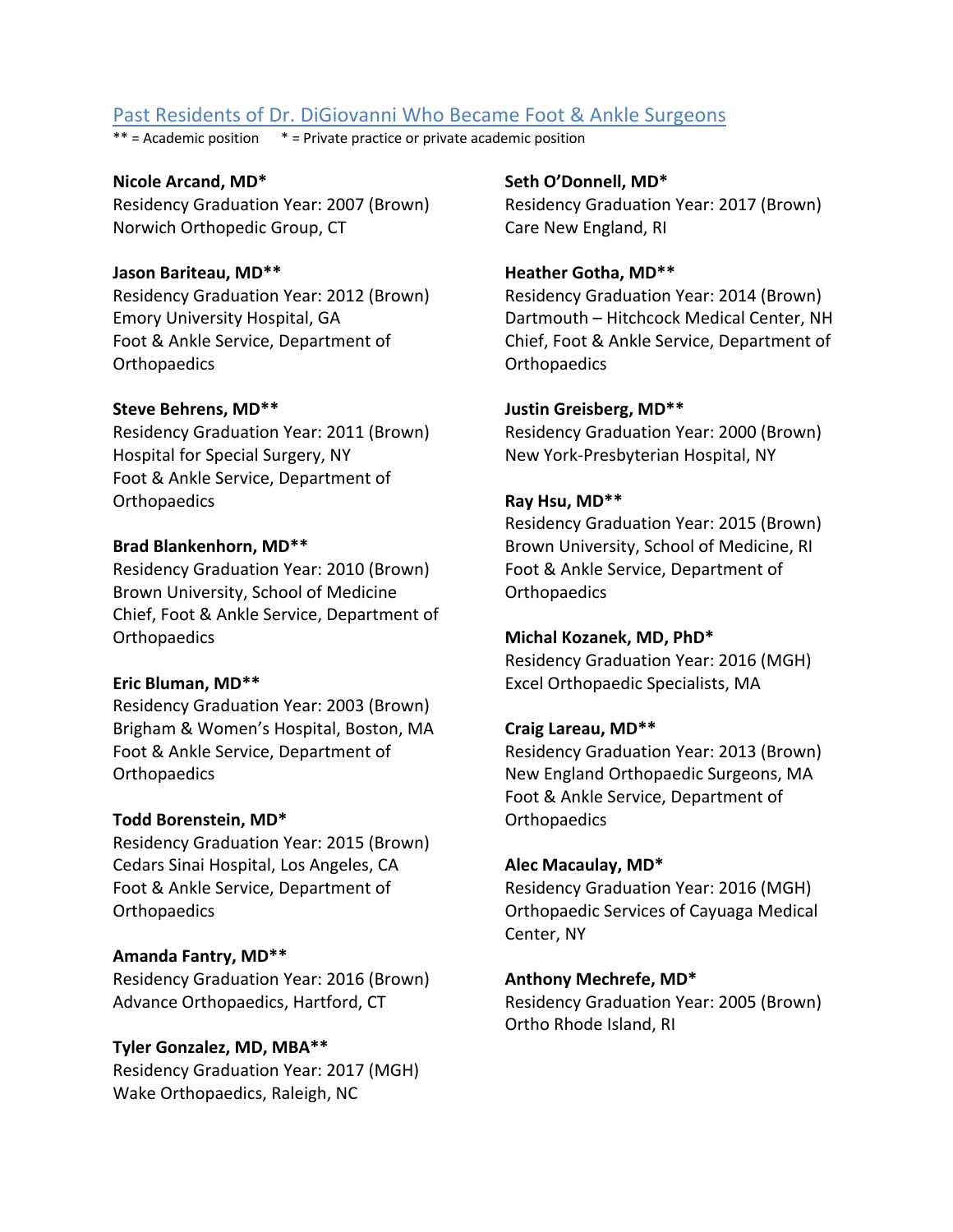## Past Residents of Dr. DiGiovanni Who Became Foot & Ankle Surgeons

** = Academic position     * = Private practice or private academic position

**Nicole Arcand, MD***
Residency Graduation Year: 2007 (Brown)
Norwich Orthopedic Group, CT

**Jason Bariteau, MD****
Residency Graduation Year: 2012 (Brown)
Emory University Hospital, GA
Foot & Ankle Service, Department of Orthopaedics

**Steve Behrens, MD****
Residency Graduation Year: 2011 (Brown)
Hospital for Special Surgery, NY
Foot & Ankle Service, Department of Orthopaedics

**Brad Blankenhorn, MD****
Residency Graduation Year: 2010 (Brown)
Brown University, School of Medicine
Chief, Foot & Ankle Service, Department of Orthopaedics

**Eric Bluman, MD****
Residency Graduation Year: 2003 (Brown)
Brigham & Women's Hospital, Boston, MA
Foot & Ankle Service, Department of Orthopaedics

**Todd Borenstein, MD***
Residency Graduation Year: 2015 (Brown)
Cedars Sinai Hospital, Los Angeles, CA
Foot & Ankle Service, Department of Orthopaedics

**Amanda Fantry, MD****
Residency Graduation Year: 2016 (Brown)
Advance Orthopaedics, Hartford, CT

**Tyler Gonzalez, MD, MBA****
Residency Graduation Year: 2017 (MGH)
Wake Orthopaedics, Raleigh, NC

**Seth O'Donnell, MD***
Residency Graduation Year: 2017 (Brown)
Care New England, RI

**Heather Gotha, MD****
Residency Graduation Year: 2014 (Brown)
Dartmouth – Hitchcock Medical Center, NH
Chief, Foot & Ankle Service, Department of Orthopaedics

**Justin Greisberg, MD****
Residency Graduation Year: 2000 (Brown)
New York-Presbyterian Hospital, NY

**Ray Hsu, MD****
Residency Graduation Year: 2015 (Brown)
Brown University, School of Medicine, RI
Foot & Ankle Service, Department of Orthopaedics

**Michal Kozanek, MD, PhD***
Residency Graduation Year: 2016 (MGH)
Excel Orthopaedic Specialists, MA

**Craig Lareau, MD****
Residency Graduation Year: 2013 (Brown)
New England Orthopaedic Surgeons, MA
Foot & Ankle Service, Department of Orthopaedics

**Alec Macaulay, MD***
Residency Graduation Year: 2016 (MGH)
Orthopaedic Services of Cayuaga Medical Center, NY

**Anthony Mechrefe, MD***
Residency Graduation Year: 2005 (Brown)
Ortho Rhode Island, RI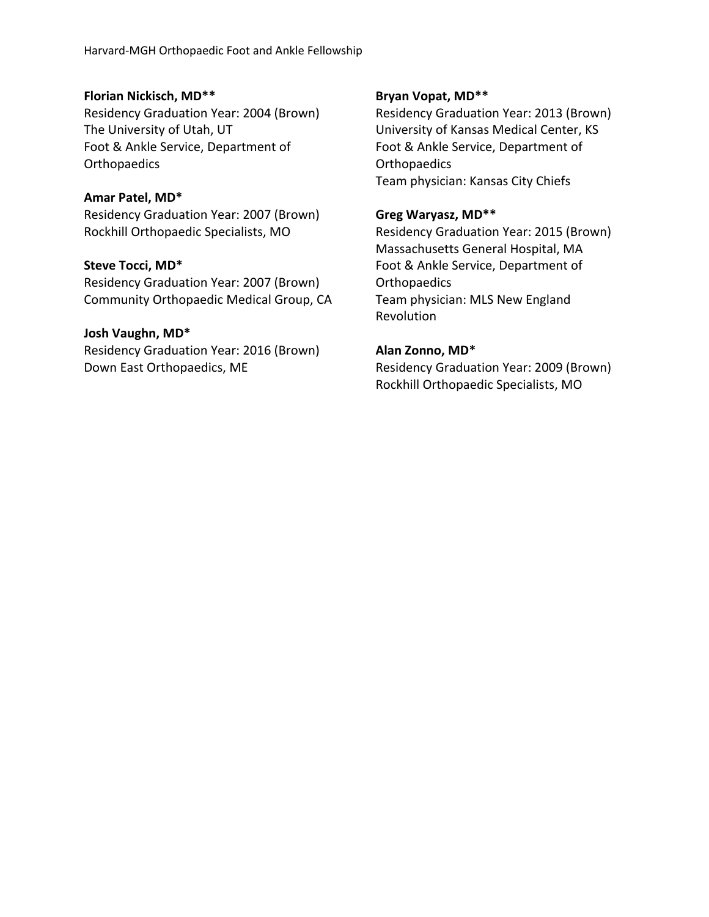**Florian Nickisch, MD****
Residency Graduation Year: 2004 (Brown)
The University of Utah, UT
Foot & Ankle Service, Department of Orthopaedics

**Amar Patel, MD***
Residency Graduation Year: 2007 (Brown)
Rockhill Orthopaedic Specialists, MO

**Steve Tocci, MD***
Residency Graduation Year: 2007 (Brown)
Community Orthopaedic Medical Group, CA

**Josh Vaughn, MD***
Residency Graduation Year: 2016 (Brown)
Down East Orthopaedics, ME

**Bryan Vopat, MD****
Residency Graduation Year: 2013 (Brown)
University of Kansas Medical Center, KS
Foot & Ankle Service, Department of Orthopaedics
Team physician: Kansas City Chiefs

**Greg Waryasz, MD****
Residency Graduation Year: 2015 (Brown)
Massachusetts General Hospital, MA
Foot & Ankle Service, Department of Orthopaedics
Team physician: MLS New England Revolution

**Alan Zonno, MD***
Residency Graduation Year: 2009 (Brown)
Rockhill Orthopaedic Specialists, MO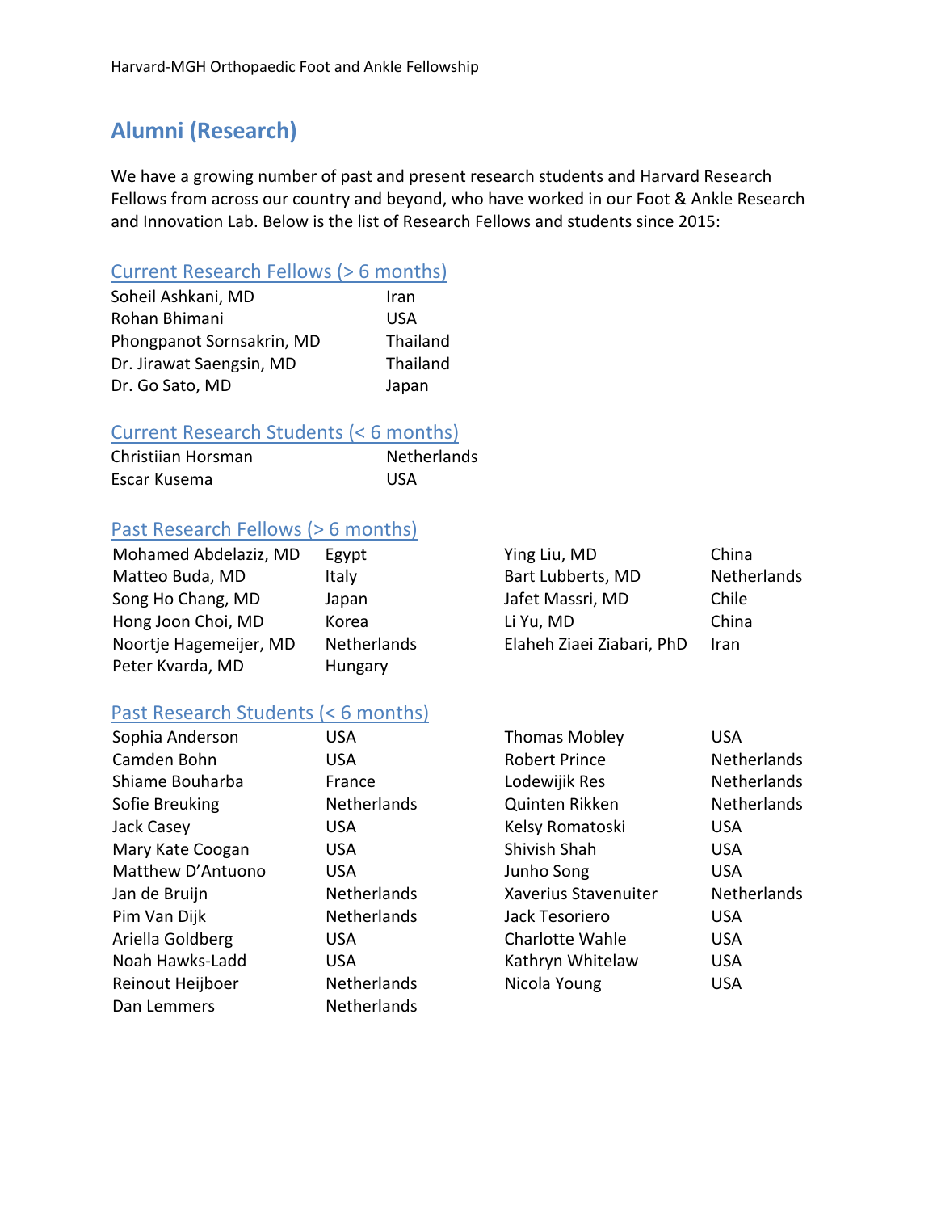## Alumni (Research)

We have a growing number of past and present research students and Harvard Research Fellows from across our country and beyond, who have worked in our Foot & Ankle Research and Innovation Lab. Below is the list of Research Fellows and students since 2015:

### Current Research Fellows (> 6 months)

| | |
|---|---|
| Soheil Ashkani, MD | Iran |
| Rohan Bhimani | USA |
| Phongpanot Sornsakrin, MD | Thailand |
| Dr. Jirawat Saengsin, MD | Thailand |
| Dr. Go Sato, MD | Japan |

### Current Research Students (< 6 months)

| | |
|---|---|
| Christiian Horsman | Netherlands |
| Escar Kusema | USA |

### Past Research Fellows (> 6 months)

| | |
|---|---|
| Mohamed Abdelaziz, MD | Egypt |
| Matteo Buda, MD | Italy |
| Song Ho Chang, MD | Japan |
| Hong Joon Choi, MD | Korea |
| Noortje Hagemeijer, MD | Netherlands |
| Peter Kvarda, MD | Hungary |
| Ying Liu, MD | China |
| Bart Lubberts, MD | Netherlands |
| Jafet Massri, MD | Chile |
| Li Yu, MD | China |
| Elaheh Ziaei Ziabari, PhD | Iran |

### Past Research Students (< 6 months)

| | |
|---|---|
| Sophia Anderson | USA |
| Camden Bohn | USA |
| Shiame Bouharba | France |
| Sofie Breuking | Netherlands |
| Jack Casey | USA |
| Mary Kate Coogan | USA |
| Matthew D'Antuono | USA |
| Jan de Bruijn | Netherlands |
| Pim Van Dijk | Netherlands |
| Ariella Goldberg | USA |
| Noah Hawks-Ladd | USA |
| Reinout Heijboer | Netherlands |
| Dan Lemmers | Netherlands |
| Thomas Mobley | USA |
| Robert Prince | Netherlands |
| Lodewijik Res | Netherlands |
| Quinten Rikken | Netherlands |
| Kelsy Romatoski | USA |
| Shivish Shah | USA |
| Junho Song | USA |
| Xaverius Stavenuiter | Netherlands |
| Jack Tesoriero | USA |
| Charlotte Wahle | USA |
| Kathryn Whitelaw | USA |
| Nicola Young | USA |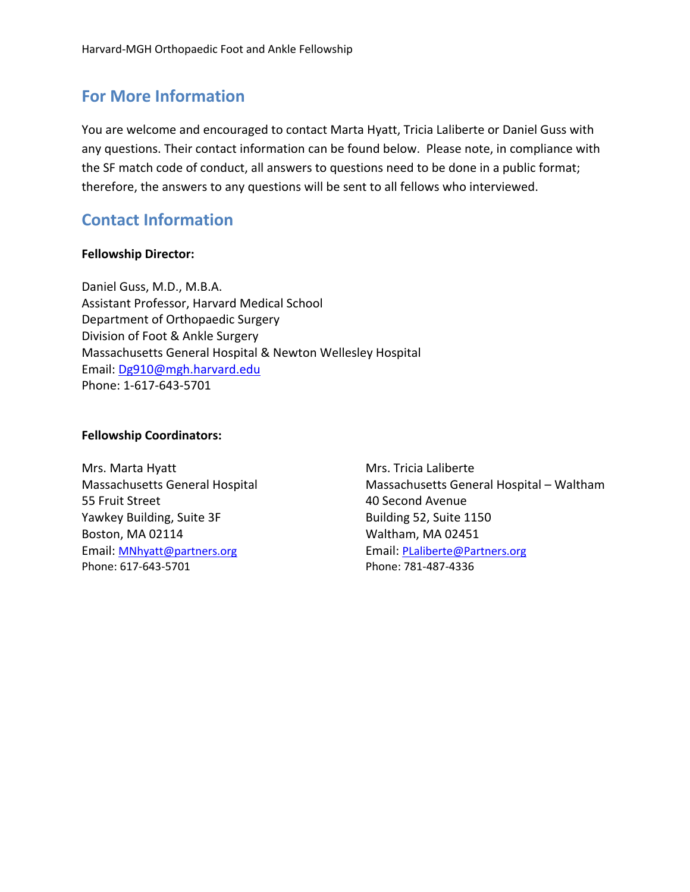## For More Information

You are welcome and encouraged to contact Marta Hyatt, Tricia Laliberte or Daniel Guss with any questions. Their contact information can be found below. Please note, in compliance with the SF match code of conduct, all answers to questions need to be done in a public format; therefore, the answers to any questions will be sent to all fellows who interviewed.

## Contact Information

**Fellowship Director:**

Daniel Guss, M.D., M.B.A.
Assistant Professor, Harvard Medical School
Department of Orthopaedic Surgery
Division of Foot & Ankle Surgery
Massachusetts General Hospital & Newton Wellesley Hospital
Email: Dg910@mgh.harvard.edu
Phone: 1-617-643-5701

**Fellowship Coordinators:**

Mrs. Marta Hyatt
Massachusetts General Hospital
55 Fruit Street
Yawkey Building, Suite 3F
Boston, MA 02114
Email: MNhyatt@partners.org
Phone: 617-643-5701

Mrs. Tricia Laliberte
Massachusetts General Hospital – Waltham
40 Second Avenue
Building 52, Suite 1150
Waltham, MA 02451
Email: PLaliberte@Partners.org
Phone: 781-487-4336